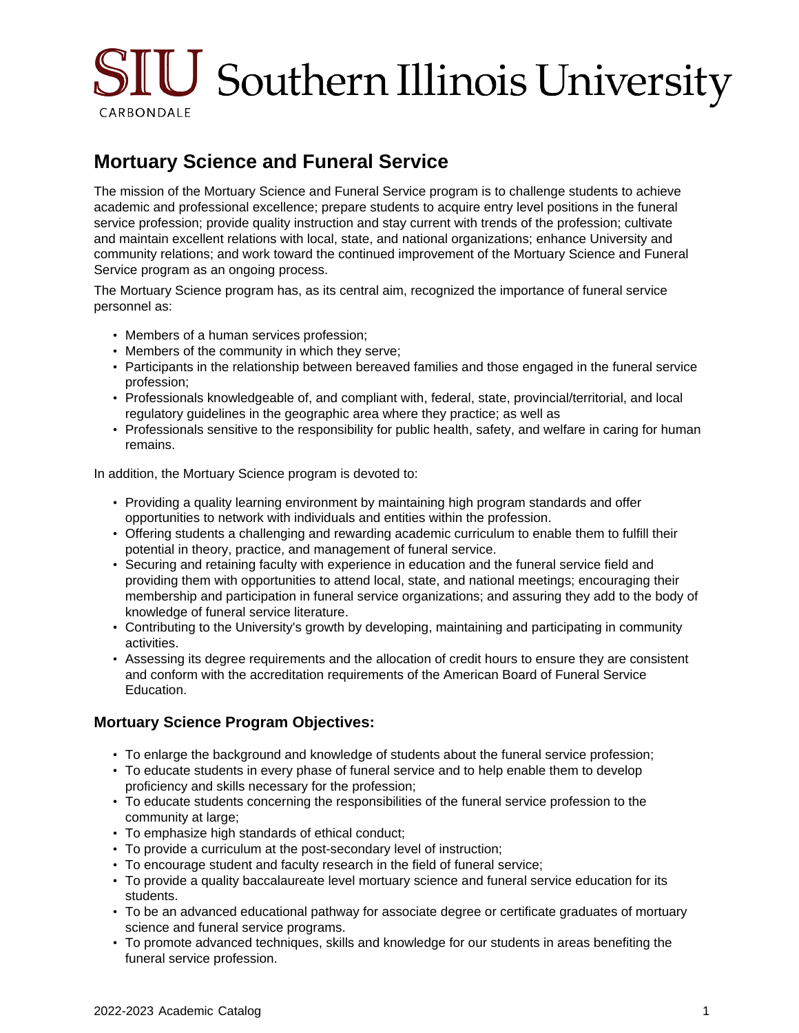SIU Southern Illinois University
CARBONDALE

# Mortuary Science and Funeral Service

The mission of the Mortuary Science and Funeral Service program is to challenge students to achieve academic and professional excellence; prepare students to acquire entry level positions in the funeral service profession; provide quality instruction and stay current with trends of the profession; cultivate and maintain excellent relations with local, state, and national organizations; enhance University and community relations; and work toward the continued improvement of the Mortuary Science and Funeral Service program as an ongoing process.

The Mortuary Science program has, as its central aim, recognized the importance of funeral service personnel as:

- Members of a human services profession;
- Members of the community in which they serve;
- Participants in the relationship between bereaved families and those engaged in the funeral service profession;
- Professionals knowledgeable of, and compliant with, federal, state, provincial/territorial, and local regulatory guidelines in the geographic area where they practice; as well as
- Professionals sensitive to the responsibility for public health, safety, and welfare in caring for human remains.

In addition, the Mortuary Science program is devoted to:

- Providing a quality learning environment by maintaining high program standards and offer opportunities to network with individuals and entities within the profession.
- Offering students a challenging and rewarding academic curriculum to enable them to fulfill their potential in theory, practice, and management of funeral service.
- Securing and retaining faculty with experience in education and the funeral service field and providing them with opportunities to attend local, state, and national meetings; encouraging their membership and participation in funeral service organizations; and assuring they add to the body of knowledge of funeral service literature.
- Contributing to the University's growth by developing, maintaining and participating in community activities.
- Assessing its degree requirements and the allocation of credit hours to ensure they are consistent and conform with the accreditation requirements of the American Board of Funeral Service Education.

## Mortuary Science Program Objectives:

- To enlarge the background and knowledge of students about the funeral service profession;
- To educate students in every phase of funeral service and to help enable them to develop proficiency and skills necessary for the profession;
- To educate students concerning the responsibilities of the funeral service profession to the community at large;
- To emphasize high standards of ethical conduct;
- To provide a curriculum at the post-secondary level of instruction;
- To encourage student and faculty research in the field of funeral service;
- To provide a quality baccalaureate level mortuary science and funeral service education for its students.
- To be an advanced educational pathway for associate degree or certificate graduates of mortuary science and funeral service programs.
- To promote advanced techniques, skills and knowledge for our students in areas benefiting the funeral service profession.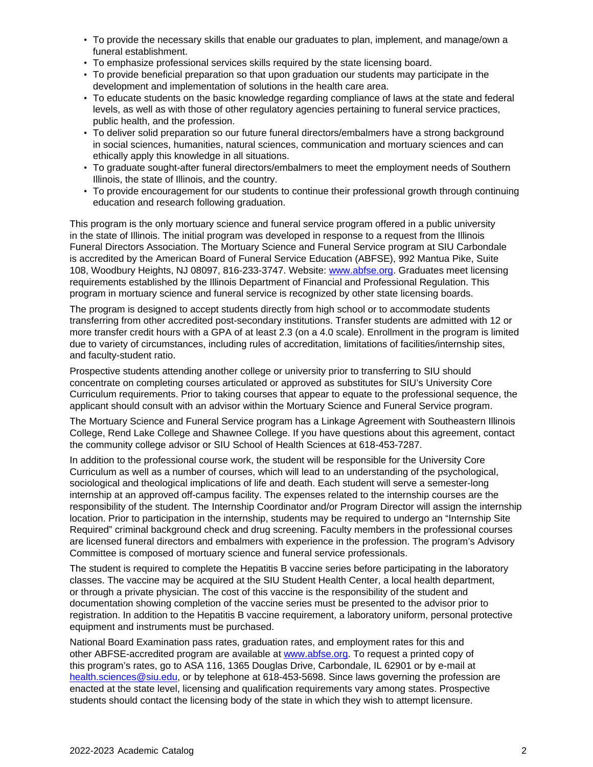- To provide the necessary skills that enable our graduates to plan, implement, and manage/own a funeral establishment.
- To emphasize professional services skills required by the state licensing board.
- To provide beneficial preparation so that upon graduation our students may participate in the development and implementation of solutions in the health care area.
- To educate students on the basic knowledge regarding compliance of laws at the state and federal levels, as well as with those of other regulatory agencies pertaining to funeral service practices, public health, and the profession.
- To deliver solid preparation so our future funeral directors/embalmers have a strong background in social sciences, humanities, natural sciences, communication and mortuary sciences and can ethically apply this knowledge in all situations.
- To graduate sought-after funeral directors/embalmers to meet the employment needs of Southern Illinois, the state of Illinois, and the country.
- To provide encouragement for our students to continue their professional growth through continuing education and research following graduation.

This program is the only mortuary science and funeral service program offered in a public university in the state of Illinois. The initial program was developed in response to a request from the Illinois Funeral Directors Association. The Mortuary Science and Funeral Service program at SIU Carbondale is accredited by the American Board of Funeral Service Education (ABFSE), 992 Mantua Pike, Suite 108, Woodbury Heights, NJ 08097, 816-233-3747. Website: [www.abfse.org](http://www.abfse.org). Graduates meet licensing requirements established by the Illinois Department of Financial and Professional Regulation. This program in mortuary science and funeral service is recognized by other state licensing boards.

The program is designed to accept students directly from high school or to accommodate students transferring from other accredited post-secondary institutions. Transfer students are admitted with 12 or more transfer credit hours with a GPA of at least 2.3 (on a 4.0 scale). Enrollment in the program is limited due to variety of circumstances, including rules of accreditation, limitations of facilities/internship sites, and faculty-student ratio.

Prospective students attending another college or university prior to transferring to SIU should concentrate on completing courses articulated or approved as substitutes for SIU's University Core Curriculum requirements. Prior to taking courses that appear to equate to the professional sequence, the applicant should consult with an advisor within the Mortuary Science and Funeral Service program.

The Mortuary Science and Funeral Service program has a Linkage Agreement with Southeastern Illinois College, Rend Lake College and Shawnee College. If you have questions about this agreement, contact the community college advisor or SIU School of Health Sciences at 618-453-7287.

In addition to the professional course work, the student will be responsible for the University Core Curriculum as well as a number of courses, which will lead to an understanding of the psychological, sociological and theological implications of life and death. Each student will serve a semester-long internship at an approved off-campus facility. The expenses related to the internship courses are the responsibility of the student. The Internship Coordinator and/or Program Director will assign the internship location. Prior to participation in the internship, students may be required to undergo an "Internship Site Required" criminal background check and drug screening. Faculty members in the professional courses are licensed funeral directors and embalmers with experience in the profession. The program's Advisory Committee is composed of mortuary science and funeral service professionals.

The student is required to complete the Hepatitis B vaccine series before participating in the laboratory classes. The vaccine may be acquired at the SIU Student Health Center, a local health department, or through a private physician. The cost of this vaccine is the responsibility of the student and documentation showing completion of the vaccine series must be presented to the advisor prior to registration. In addition to the Hepatitis B vaccine requirement, a laboratory uniform, personal protective equipment and instruments must be purchased.

National Board Examination pass rates, graduation rates, and employment rates for this and other ABFSE-accredited program are available at [www.abfse.org](http://www.abfse.org). To request a printed copy of this program's rates, go to ASA 116, 1365 Douglas Drive, Carbondale, IL 62901 or by e-mail at [health.sciences@siu.edu](mailto:health.sciences@siu.edu), or by telephone at 618-453-5698. Since laws governing the profession are enacted at the state level, licensing and qualification requirements vary among states. Prospective students should contact the licensing body of the state in which they wish to attempt licensure.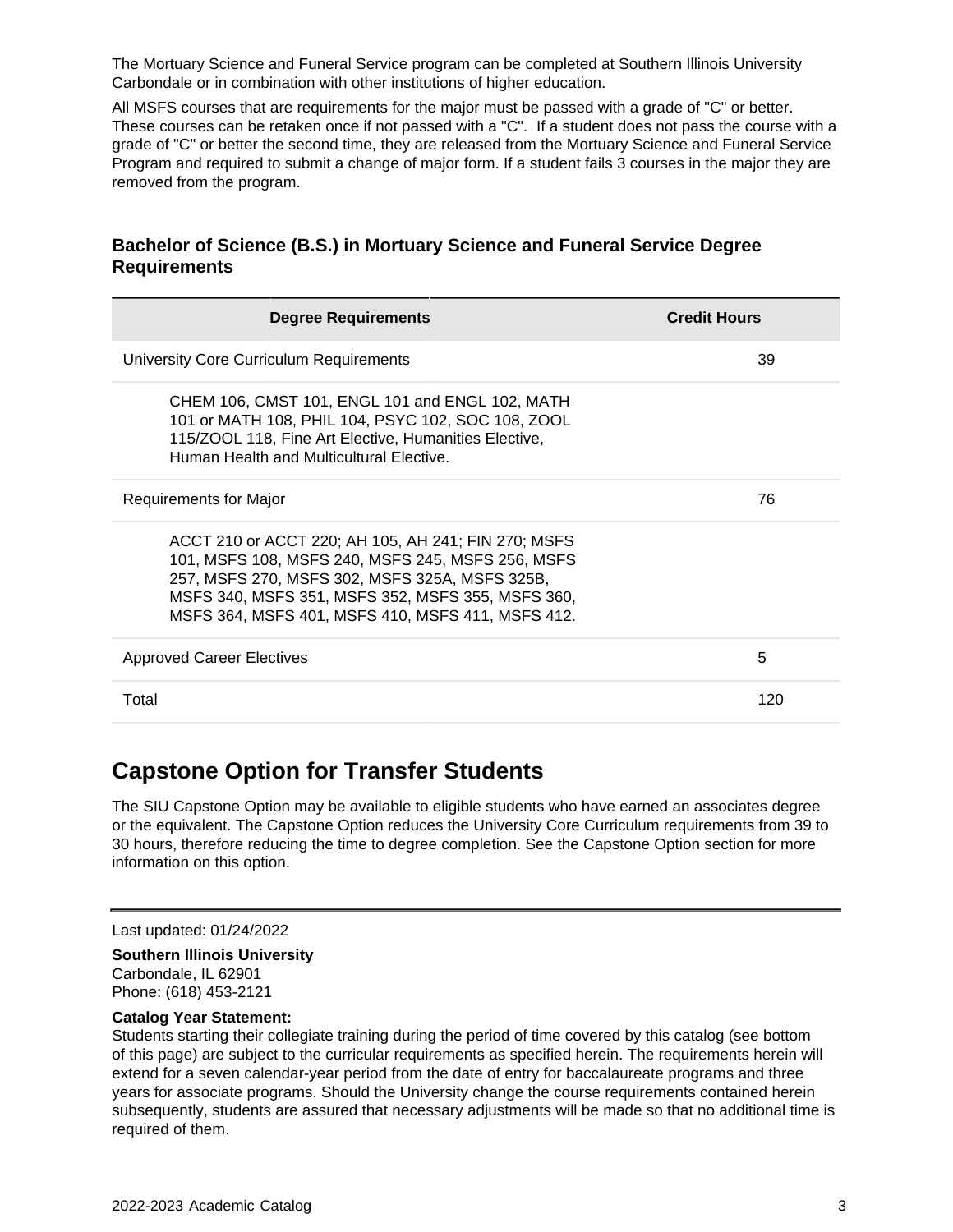The Mortuary Science and Funeral Service program can be completed at Southern Illinois University Carbondale or in combination with other institutions of higher education.

All MSFS courses that are requirements for the major must be passed with a grade of "C" or better. These courses can be retaken once if not passed with a "C". If a student does not pass the course with a grade of "C" or better the second time, they are released from the Mortuary Science and Funeral Service Program and required to submit a change of major form. If a student fails 3 courses in the major they are removed from the program.

### Bachelor of Science (B.S.) in Mortuary Science and Funeral Service Degree Requirements

| Degree Requirements | Credit Hours |
| --- | --- |
| University Core Curriculum Requirements | 39 |
| CHEM 106, CMST 101, ENGL 101 and ENGL 102, MATH 101 or MATH 108, PHIL 104, PSYC 102, SOC 108, ZOOL 115/ZOOL 118, Fine Art Elective, Humanities Elective, Human Health and Multicultural Elective. | |
| Requirements for Major | 76 |
| ACCT 210 or ACCT 220; AH 105, AH 241; FIN 270; MSFS 101, MSFS 108, MSFS 240, MSFS 245, MSFS 256, MSFS 257, MSFS 270, MSFS 302, MSFS 325A, MSFS 325B, MSFS 340, MSFS 351, MSFS 352, MSFS 355, MSFS 360, MSFS 364, MSFS 401, MSFS 410, MSFS 411, MSFS 412. | |
| Approved Career Electives | 5 |
| Total | 120 |

## Capstone Option for Transfer Students

The SIU Capstone Option may be available to eligible students who have earned an associates degree or the equivalent. The Capstone Option reduces the University Core Curriculum requirements from 39 to 30 hours, therefore reducing the time to degree completion. See the Capstone Option section for more information on this option.

---

Last updated: 01/24/2022

**Southern Illinois University**
Carbondale, IL 62901
Phone: (618) 453-2121

**Catalog Year Statement:**
Students starting their collegiate training during the period of time covered by this catalog (see bottom of this page) are subject to the curricular requirements as specified herein. The requirements herein will extend for a seven calendar-year period from the date of entry for baccalaureate programs and three years for associate programs. Should the University change the course requirements contained herein subsequently, students are assured that necessary adjustments will be made so that no additional time is required of them.

2022-2023 Academic Catalog